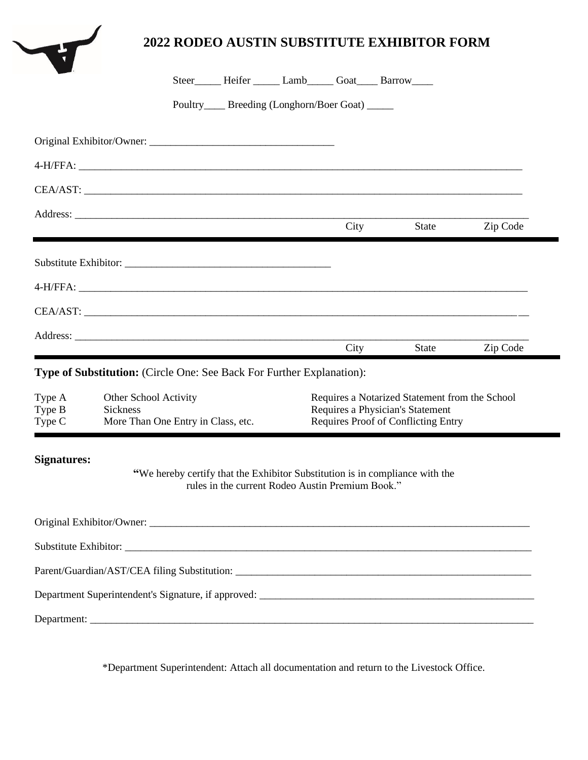# 2022 RODEO AUSTIN SUBSTITUTE EXHIBITOR FORM

Steer_____ Heifer _____ Lamb_____ Goat____ Barrow____

Poultry____ Breeding (Longhorn/Boer Goat) _____

Original Exhibitor/Owner: ___________________________________

4-H/FFA: ___________________________________________________________________________________

CEA/AST: ___________________________________________________________________________________

Address: ___________________________________________________________________________________
City State Zip Code

---

Substitute Exhibitor: _______________________________________

4-H/FFA: ___________________________________________________________________________________

CEA/AST: ___________________________________________________________________________________

Address: ___________________________________________________________________________________
City State Zip Code

---

**Type of Substitution:** (Circle One: See Back For Further Explanation):

| | | |
|---|---|---|
| Type A | Other School Activity | Requires a Notarized Statement from the School |
| Type B | Sickness | Requires a Physician's Statement |
| Type C | More Than One Entry in Class, etc. | Requires Proof of Conflicting Entry |

---

**Signatures:**

"We hereby certify that the Exhibitor Substitution is in compliance with the rules in the current Rodeo Austin Premium Book."

Original Exhibitor/Owner: ___________________________________________________________________________

Substitute Exhibitor: _______________________________________________________________________________

Parent/Guardian/AST/CEA filing Substitution: ___________________________________________________________

Department Superintendent's Signature, if approved: _____________________________________________________

Department: ______________________________________________________________________________________

*Department Superintendent: Attach all documentation and return to the Livestock Office.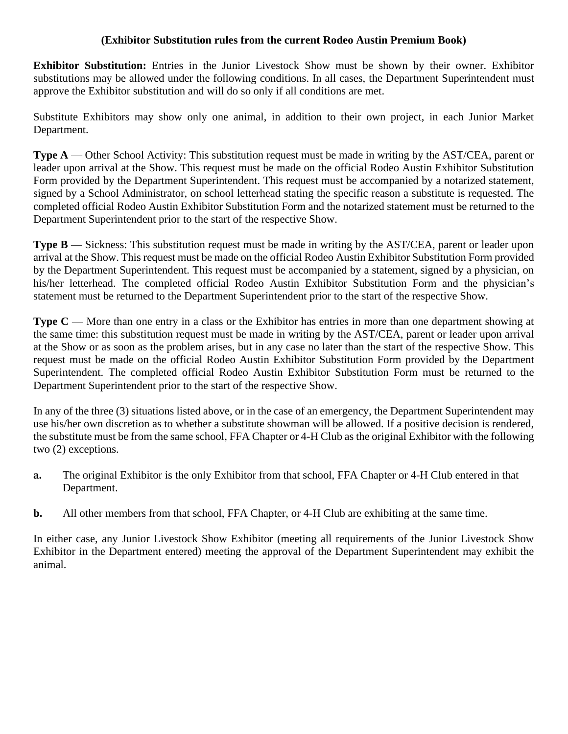**(Exhibitor Substitution rules from the current Rodeo Austin Premium Book)**

**Exhibitor Substitution:** Entries in the Junior Livestock Show must be shown by their owner. Exhibitor substitutions may be allowed under the following conditions. In all cases, the Department Superintendent must approve the Exhibitor substitution and will do so only if all conditions are met.

Substitute Exhibitors may show only one animal, in addition to their own project, in each Junior Market Department.

**Type A** — Other School Activity: This substitution request must be made in writing by the AST/CEA, parent or leader upon arrival at the Show. This request must be made on the official Rodeo Austin Exhibitor Substitution Form provided by the Department Superintendent. This request must be accompanied by a notarized statement, signed by a School Administrator, on school letterhead stating the specific reason a substitute is requested. The completed official Rodeo Austin Exhibitor Substitution Form and the notarized statement must be returned to the Department Superintendent prior to the start of the respective Show.

**Type B** — Sickness: This substitution request must be made in writing by the AST/CEA, parent or leader upon arrival at the Show. This request must be made on the official Rodeo Austin Exhibitor Substitution Form provided by the Department Superintendent. This request must be accompanied by a statement, signed by a physician, on his/her letterhead. The completed official Rodeo Austin Exhibitor Substitution Form and the physician's statement must be returned to the Department Superintendent prior to the start of the respective Show.

**Type C** — More than one entry in a class or the Exhibitor has entries in more than one department showing at the same time: this substitution request must be made in writing by the AST/CEA, parent or leader upon arrival at the Show or as soon as the problem arises, but in any case no later than the start of the respective Show. This request must be made on the official Rodeo Austin Exhibitor Substitution Form provided by the Department Superintendent. The completed official Rodeo Austin Exhibitor Substitution Form must be returned to the Department Superintendent prior to the start of the respective Show.

In any of the three (3) situations listed above, or in the case of an emergency, the Department Superintendent may use his/her own discretion as to whether a substitute showman will be allowed. If a positive decision is rendered, the substitute must be from the same school, FFA Chapter or 4-H Club as the original Exhibitor with the following two (2) exceptions.

**a.** The original Exhibitor is the only Exhibitor from that school, FFA Chapter or 4-H Club entered in that Department.

**b.** All other members from that school, FFA Chapter, or 4-H Club are exhibiting at the same time.

In either case, any Junior Livestock Show Exhibitor (meeting all requirements of the Junior Livestock Show Exhibitor in the Department entered) meeting the approval of the Department Superintendent may exhibit the animal.